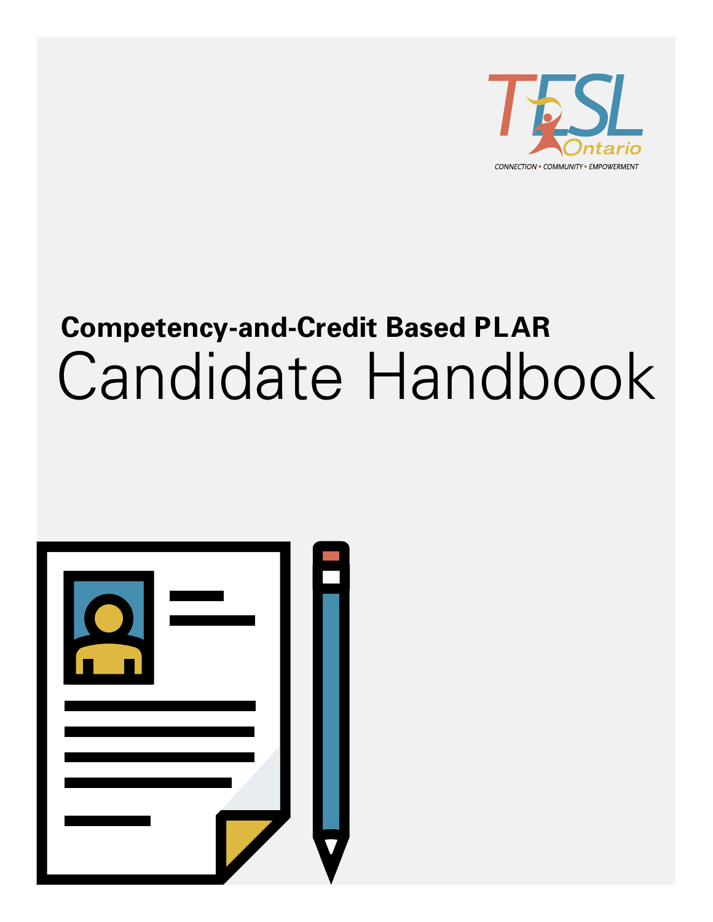TESL Ontario

CONNECTION • COMMUNITY • EMPOWERMENT

**Competency-and-Credit Based PLAR**

# Candidate Handbook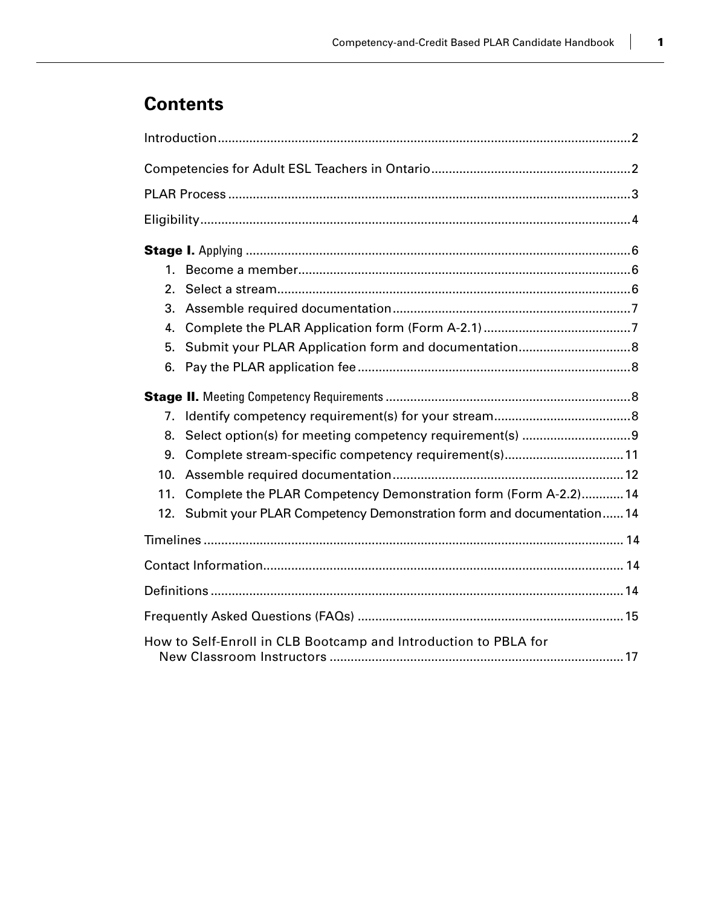# Contents

Introduction ..... 2

Competencies for Adult ESL Teachers in Ontario ..... 2

PLAR Process ..... 3

Eligibility ..... 4

**Stage I.** Applying ..... 6

1. Become a member ..... 6
2. Select a stream ..... 6
3. Assemble required documentation ..... 7
4. Complete the PLAR Application form (Form A-2.1) ..... 7
5. Submit your PLAR Application form and documentation ..... 8
6. Pay the PLAR application fee ..... 8

**Stage II.** Meeting Competency Requirements ..... 8

7. Identify competency requirement(s) for your stream ..... 8
8. Select option(s) for meeting competency requirement(s) ..... 9
9. Complete stream-specific competency requirement(s) ..... 11
10. Assemble required documentation ..... 12
11. Complete the PLAR Competency Demonstration form (Form A-2.2) ..... 14
12. Submit your PLAR Competency Demonstration form and documentation ..... 14

Timelines ..... 14

Contact Information ..... 14

Definitions ..... 14

Frequently Asked Questions (FAQs) ..... 15

How to Self-Enroll in CLB Bootcamp and Introduction to PBLA for New Classroom Instructors ..... 17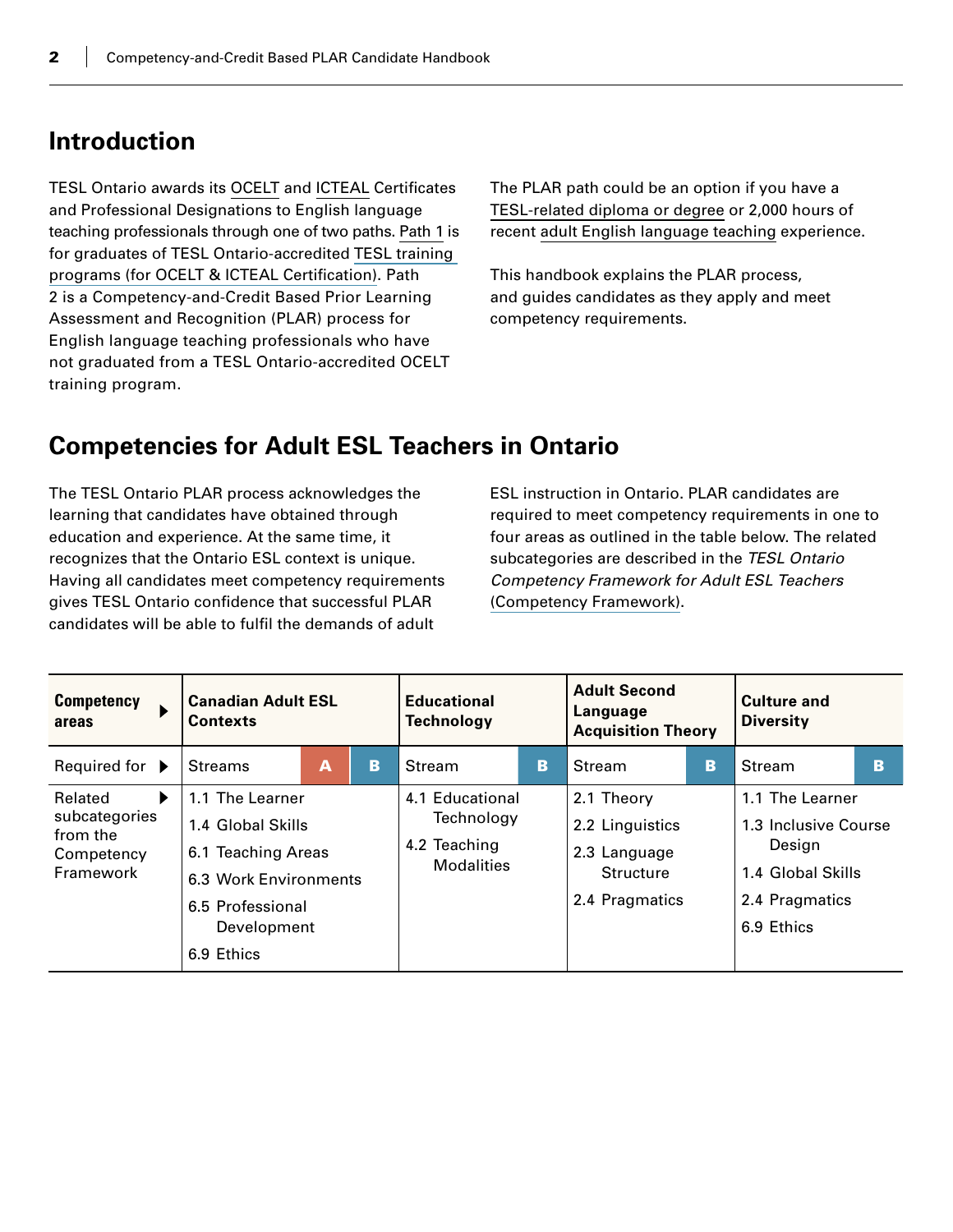## Introduction

TESL Ontario awards its OCELT and ICTEAL Certificates and Professional Designations to English language teaching professionals through one of two paths. Path 1 is for graduates of TESL Ontario-accredited TESL training programs (for OCELT & ICTEAL Certification). Path 2 is a Competency-and-Credit Based Prior Learning Assessment and Recognition (PLAR) process for English language teaching professionals who have not graduated from a TESL Ontario-accredited OCELT training program.

The PLAR path could be an option if you have a TESL-related diploma or degree or 2,000 hours of recent adult English language teaching experience.

This handbook explains the PLAR process, and guides candidates as they apply and meet competency requirements.

## Competencies for Adult ESL Teachers in Ontario

The TESL Ontario PLAR process acknowledges the learning that candidates have obtained through education and experience. At the same time, it recognizes that the Ontario ESL context is unique. Having all candidates meet competency requirements gives TESL Ontario confidence that successful PLAR candidates will be able to fulfil the demands of adult ESL instruction in Ontario. PLAR candidates are required to meet competency requirements in one to four areas as outlined in the table below. The related subcategories are described in the *TESL Ontario Competency Framework for Adult ESL Teachers* (Competency Framework).

| **Competency areas** ▶ | **Canadian Adult ESL Contexts** | **Educational Technology** | **Adult Second Language Acquisition Theory** | **Culture and Diversity** |
|---|---|---|---|---|
| Required for ▶ | Streams A B | Stream B | Stream B | Stream B |
| Related subcategories from the Competency Framework ▶ | 1.1 The Learner<br>1.4 Global Skills<br>6.1 Teaching Areas<br>6.3 Work Environments<br>6.5 Professional Development<br>6.9 Ethics | 4.1 Educational Technology<br>4.2 Teaching Modalities | 2.1 Theory<br>2.2 Linguistics<br>2.3 Language Structure<br>2.4 Pragmatics | 1.1 The Learner<br>1.3 Inclusive Course Design<br>1.4 Global Skills<br>2.4 Pragmatics<br>6.9 Ethics |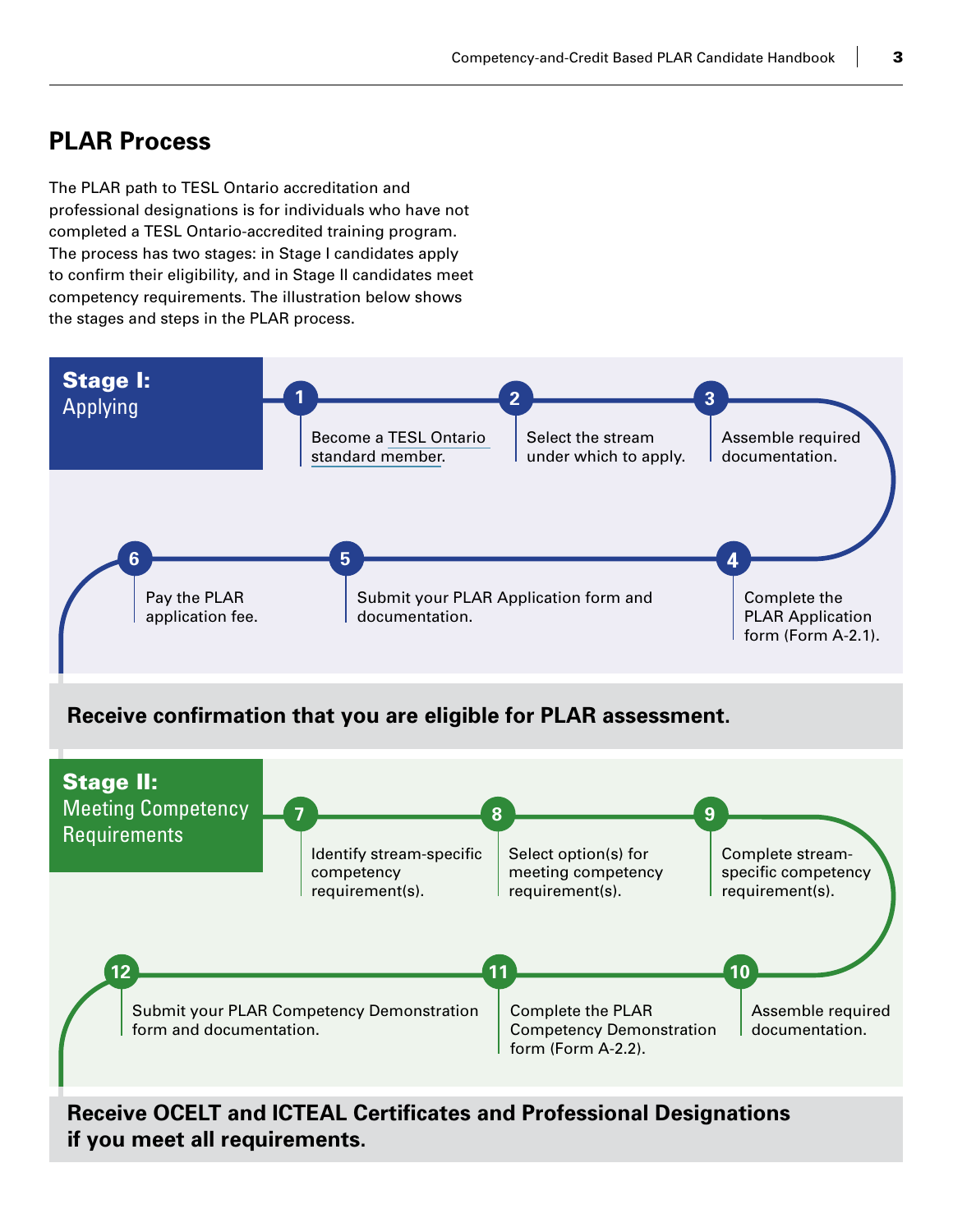## PLAR Process

The PLAR path to TESL Ontario accreditation and professional designations is for individuals who have not completed a TESL Ontario-accredited training program. The process has two stages: in Stage I candidates apply to confirm their eligibility, and in Stage II candidates meet competency requirements. The illustration below shows the stages and steps in the PLAR process.

### Stage I: Applying

1. Become a TESL Ontario standard member.
2. Select the stream under which to apply.
3. Assemble required documentation.
4. Complete the PLAR Application form (Form A-2.1).
5. Submit your PLAR Application form and documentation.
6. Pay the PLAR application fee.

**Receive confirmation that you are eligible for PLAR assessment.**

### Stage II: Meeting Competency Requirements

7. Identify stream-specific competency requirement(s).
8. Select option(s) for meeting competency requirement(s).
9. Complete stream-specific competency requirement(s).
10. Assemble required documentation.
11. Complete the PLAR Competency Demonstration form (Form A-2.2).
12. Submit your PLAR Competency Demonstration form and documentation.

**Receive OCELT and ICTEAL Certificates and Professional Designations if you meet all requirements.**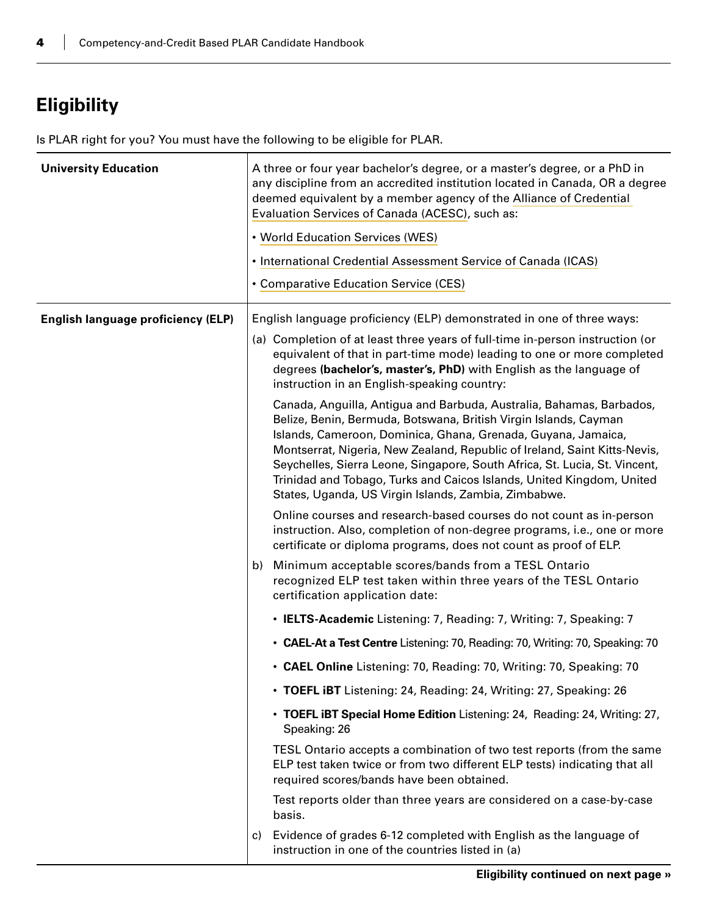## Eligibility

Is PLAR right for you? You must have the following to be eligible for PLAR.

| | |
|---|---|
| **University Education** | A three or four year bachelor's degree, or a master's degree, or a PhD in any discipline from an accredited institution located in Canada, OR a degree deemed equivalent by a member agency of the Alliance of Credential Evaluation Services of Canada (ACESC), such as:<br>• World Education Services (WES)<br>• International Credential Assessment Service of Canada (ICAS)<br>• Comparative Education Service (CES) |
| **English language proficiency (ELP)** | English language proficiency (ELP) demonstrated in one of three ways:<br>(a) Completion of at least three years of full-time in-person instruction (or equivalent of that in part-time mode) leading to one or more completed degrees **(bachelor's, master's, PhD)** with English as the language of instruction in an English-speaking country:<br>Canada, Anguilla, Antigua and Barbuda, Australia, Bahamas, Barbados, Belize, Benin, Bermuda, Botswana, British Virgin Islands, Cayman Islands, Cameroon, Dominica, Ghana, Grenada, Guyana, Jamaica, Montserrat, Nigeria, New Zealand, Republic of Ireland, Saint Kitts-Nevis, Seychelles, Sierra Leone, Singapore, South Africa, St. Lucia, St. Vincent, Trinidad and Tobago, Turks and Caicos Islands, United Kingdom, United States, Uganda, US Virgin Islands, Zambia, Zimbabwe.<br>Online courses and research-based courses do not count as in-person instruction. Also, completion of non-degree programs, i.e., one or more certificate or diploma programs, does not count as proof of ELP.<br>b) Minimum acceptable scores/bands from a TESL Ontario recognized ELP test taken within three years of the TESL Ontario certification application date:<br>• **IELTS-Academic** Listening: 7, Reading: 7, Writing: 7, Speaking: 7<br>• **CAEL-At a Test Centre** Listening: 70, Reading: 70, Writing: 70, Speaking: 70<br>• **CAEL Online** Listening: 70, Reading: 70, Writing: 70, Speaking: 70<br>• **TOEFL iBT** Listening: 24, Reading: 24, Writing: 27, Speaking: 26<br>• **TOEFL iBT Special Home Edition** Listening: 24, Reading: 24, Writing: 27, Speaking: 26<br>TESL Ontario accepts a combination of two test reports (from the same ELP test taken twice or from two different ELP tests) indicating that all required scores/bands have been obtained.<br>Test reports older than three years are considered on a case-by-case basis.<br>c) Evidence of grades 6-12 completed with English as the language of instruction in one of the countries listed in (a) |

**Eligibility continued on next page »**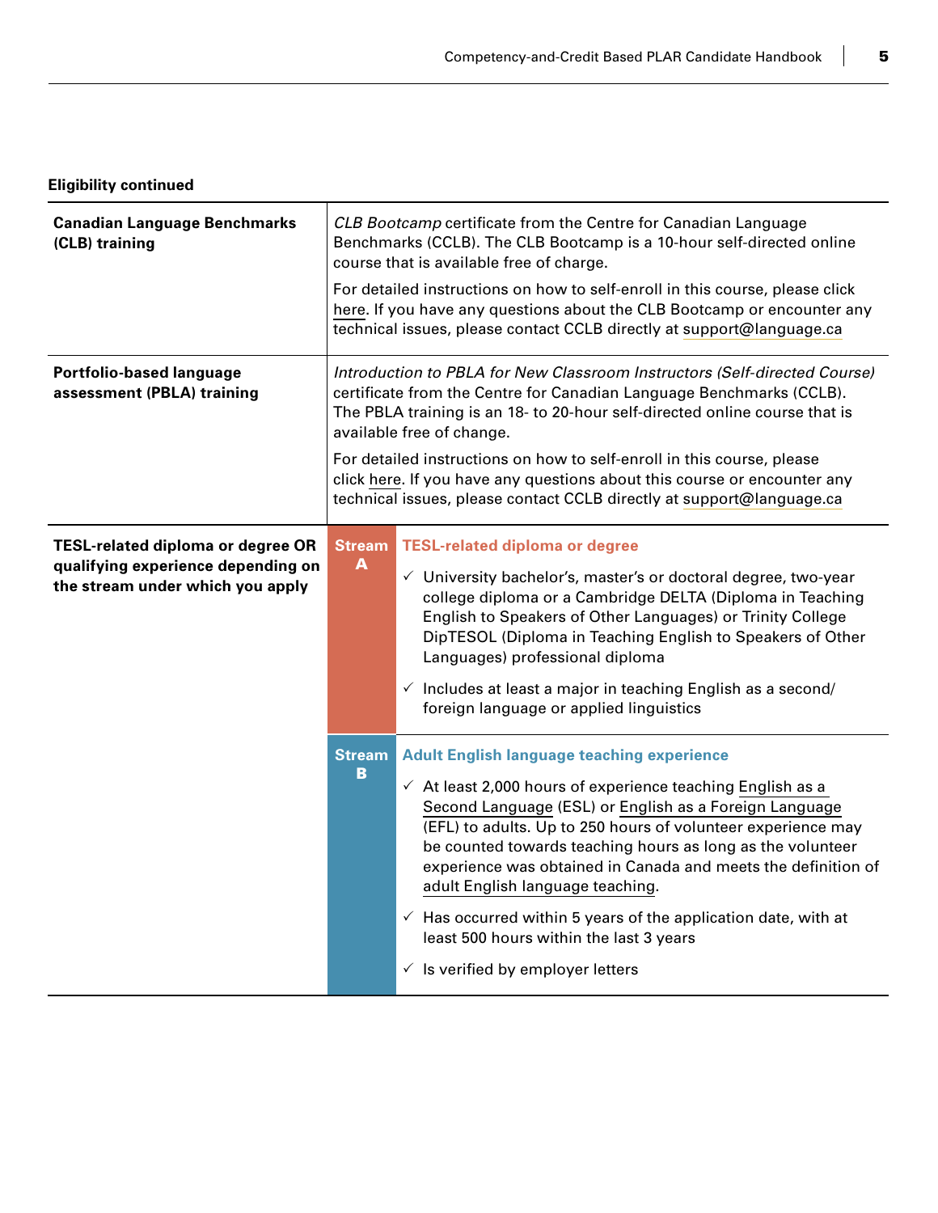**Eligibility continued**

| | | |
|---|---|---|
| **Canadian Language Benchmarks (CLB) training** | | *CLB Bootcamp* certificate from the Centre for Canadian Language Benchmarks (CCLB). The CLB Bootcamp is a 10-hour self-directed online course that is available free of charge.<br><br>For detailed instructions on how to self-enroll in this course, please click here. If you have any questions about the CLB Bootcamp or encounter any technical issues, please contact CCLB directly at support@language.ca |
| **Portfolio-based language assessment (PBLA) training** | | *Introduction to PBLA for New Classroom Instructors (Self-directed Course)* certificate from the Centre for Canadian Language Benchmarks (CCLB). The PBLA training is an 18- to 20-hour self-directed online course that is available free of change.<br><br>For detailed instructions on how to self-enroll in this course, please click here. If you have any questions about this course or encounter any technical issues, please contact CCLB directly at support@language.ca |
| **TESL-related diploma or degree OR qualifying experience depending on the stream under which you apply** | **Stream A** | **TESL-related diploma or degree**<br><br>✓ University bachelor's, master's or doctoral degree, two-year college diploma or a Cambridge DELTA (Diploma in Teaching English to Speakers of Other Languages) or Trinity College DipTESOL (Diploma in Teaching English to Speakers of Other Languages) professional diploma<br><br>✓ Includes at least a major in teaching English as a second/ foreign language or applied linguistics |
| | **Stream B** | **Adult English language teaching experience**<br><br>✓ At least 2,000 hours of experience teaching English as a Second Language (ESL) or English as a Foreign Language (EFL) to adults. Up to 250 hours of volunteer experience may be counted towards teaching hours as long as the volunteer experience was obtained in Canada and meets the definition of adult English language teaching.<br><br>✓ Has occurred within 5 years of the application date, with at least 500 hours within the last 3 years<br><br>✓ Is verified by employer letters |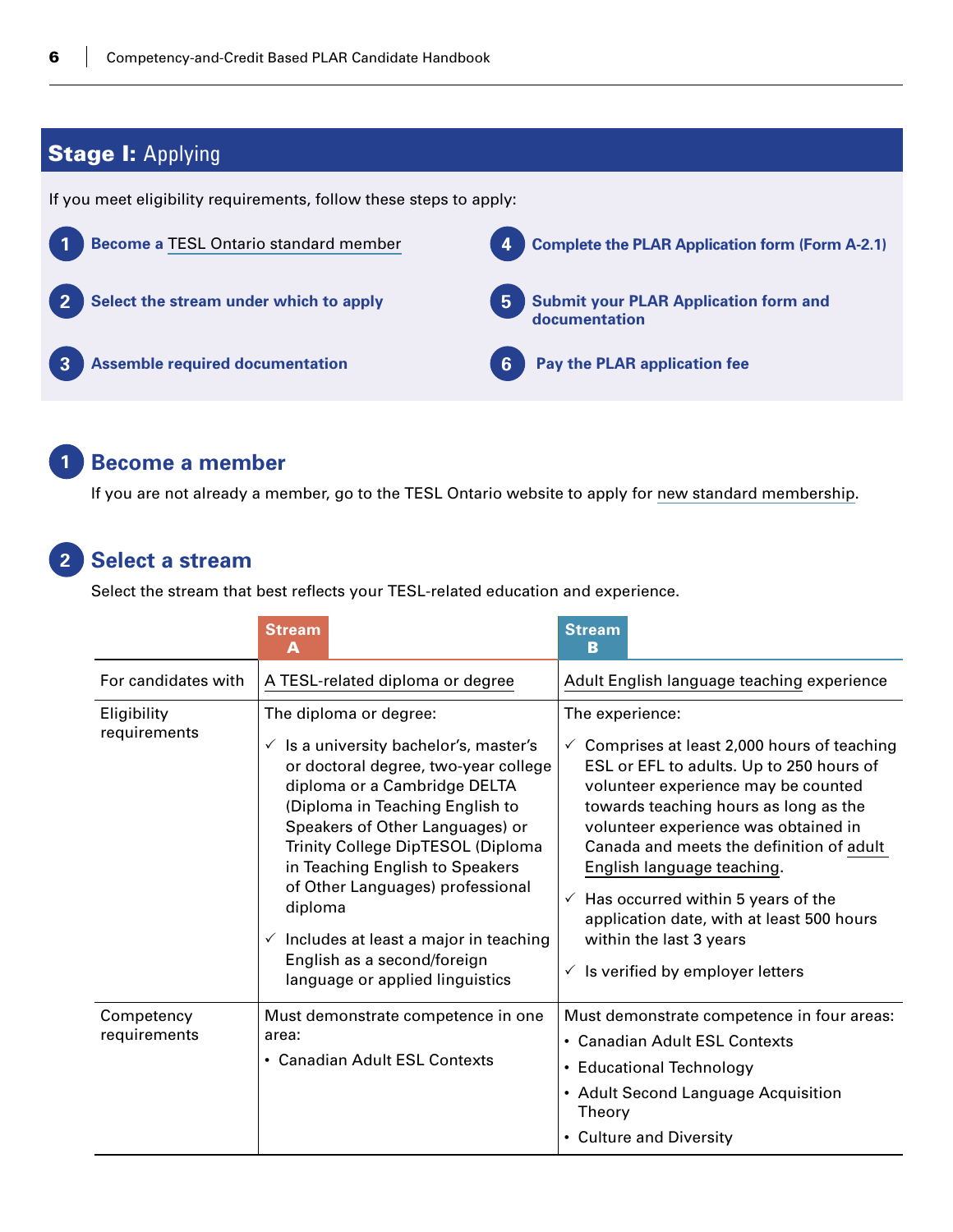## Stage I: Applying

If you meet eligibility requirements, follow these steps to apply:

1. **Become a** TESL Ontario standard member
2. **Select the stream under which to apply**
3. **Assemble required documentation**
4. **Complete the PLAR Application form (Form A-2.1)**
5. **Submit your PLAR Application form and documentation**
6. **Pay the PLAR application fee**

### 1 Become a member

If you are not already a member, go to the TESL Ontario website to apply for new standard membership.

### 2 Select a stream

Select the stream that best reflects your TESL-related education and experience.

| | Stream A | Stream B |
|---|---|---|
| For candidates with | A TESL-related diploma or degree | Adult English language teaching experience |
| Eligibility requirements | The diploma or degree:<br>✓ Is a university bachelor's, master's or doctoral degree, two-year college diploma or a Cambridge DELTA (Diploma in Teaching English to Speakers of Other Languages) or Trinity College DipTESOL (Diploma in Teaching English to Speakers of Other Languages) professional diploma<br>✓ Includes at least a major in teaching English as a second/foreign language or applied linguistics | The experience:<br>✓ Comprises at least 2,000 hours of teaching ESL or EFL to adults. Up to 250 hours of volunteer experience may be counted towards teaching hours as long as the volunteer experience was obtained in Canada and meets the definition of adult English language teaching.<br>✓ Has occurred within 5 years of the application date, with at least 500 hours within the last 3 years<br>✓ Is verified by employer letters |
| Competency requirements | Must demonstrate competence in one area:<br>• Canadian Adult ESL Contexts | Must demonstrate competence in four areas:<br>• Canadian Adult ESL Contexts<br>• Educational Technology<br>• Adult Second Language Acquisition Theory<br>• Culture and Diversity |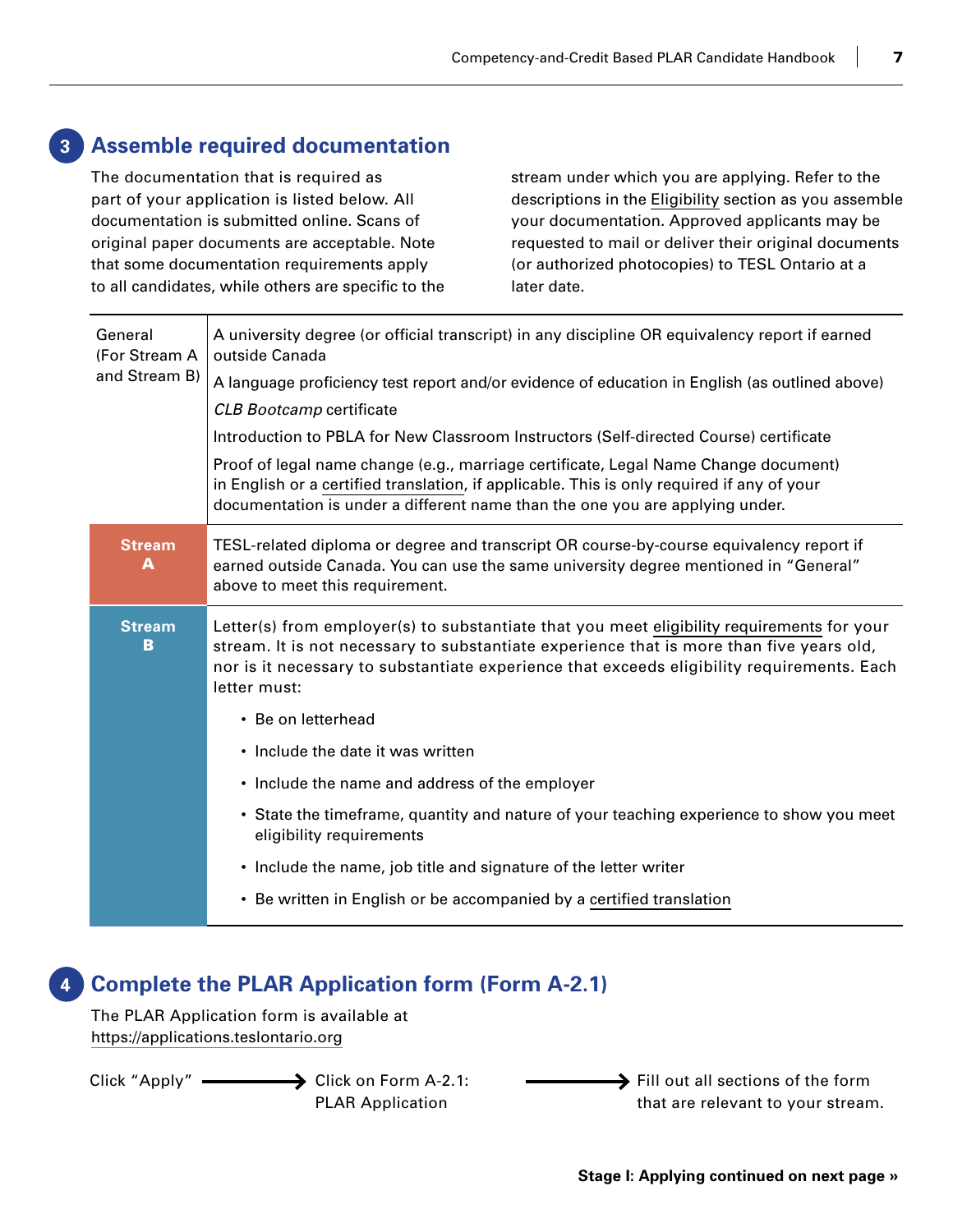## 3 Assemble required documentation

The documentation that is required as part of your application is listed below. All documentation is submitted online. Scans of original paper documents are acceptable. Note that some documentation requirements apply to all candidates, while others are specific to the stream under which you are applying. Refer to the descriptions in the Eligibility section as you assemble your documentation. Approved applicants may be requested to mail or deliver their original documents (or authorized photocopies) to TESL Ontario at a later date.

| | |
|---|---|
| General (For Stream A and Stream B) | A university degree (or official transcript) in any discipline OR equivalency report if earned outside Canada<br><br>A language proficiency test report and/or evidence of education in English (as outlined above)<br><br>*CLB Bootcamp* certificate<br><br>Introduction to PBLA for New Classroom Instructors (Self-directed Course) certificate<br><br>Proof of legal name change (e.g., marriage certificate, Legal Name Change document) in English or a certified translation, if applicable. This is only required if any of your documentation is under a different name than the one you are applying under. |
| **Stream A** | TESL-related diploma or degree and transcript OR course-by-course equivalency report if earned outside Canada. You can use the same university degree mentioned in "General" above to meet this requirement. |
| **Stream B** | Letter(s) from employer(s) to substantiate that you meet eligibility requirements for your stream. It is not necessary to substantiate experience that is more than five years old, nor is it necessary to substantiate experience that exceeds eligibility requirements. Each letter must:<br><br>• Be on letterhead<br>• Include the date it was written<br>• Include the name and address of the employer<br>• State the timeframe, quantity and nature of your teaching experience to show you meet eligibility requirements<br>• Include the name, job title and signature of the letter writer<br>• Be written in English or be accompanied by a certified translation |

## 4 Complete the PLAR Application form (Form A-2.1)

The PLAR Application form is available at https://applications.teslontario.org

Click "Apply" → Click on Form A-2.1: PLAR Application → Fill out all sections of the form that are relevant to your stream.

**Stage I: Applying continued on next page »**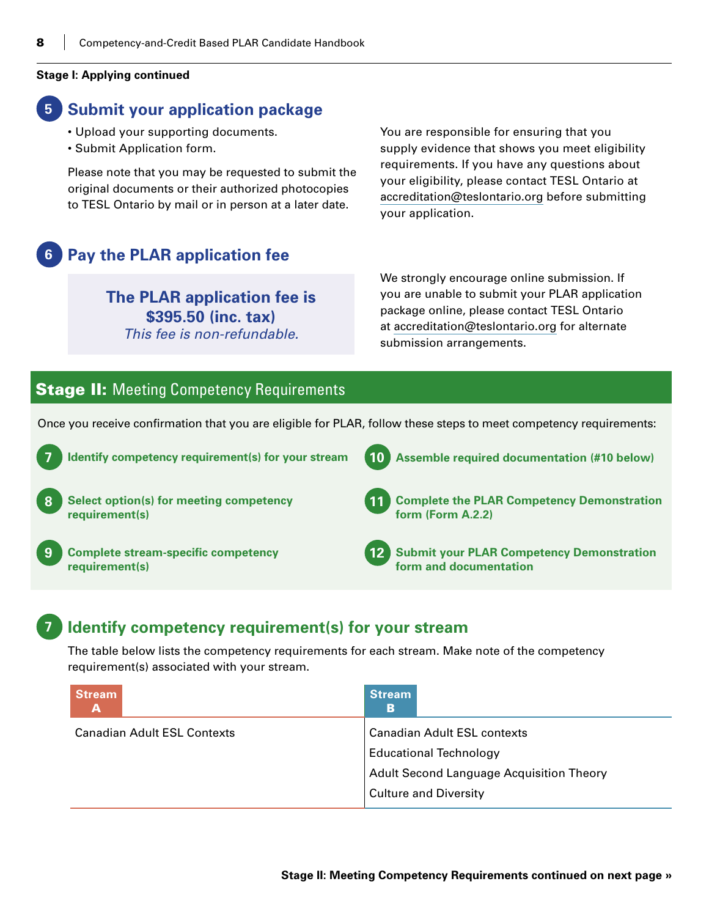**Stage I: Applying continued**

## 5 Submit your application package

- Upload your supporting documents.
- Submit Application form.

Please note that you may be requested to submit the original documents or their authorized photocopies to TESL Ontario by mail or in person at a later date.

You are responsible for ensuring that you supply evidence that shows you meet eligibility requirements. If you have any questions about your eligibility, please contact TESL Ontario at accreditation@teslontario.org before submitting your application.

## 6 Pay the PLAR application fee

**The PLAR application fee is $395.50 (inc. tax)**
*This fee is non-refundable.*

We strongly encourage online submission. If you are unable to submit your PLAR application package online, please contact TESL Ontario at accreditation@teslontario.org for alternate submission arrangements.

# Stage II: Meeting Competency Requirements

Once you receive confirmation that you are eligible for PLAR, follow these steps to meet competency requirements:

7. **Identify competency requirement(s) for your stream**
8. **Select option(s) for meeting competency requirement(s)**
9. **Complete stream-specific competency requirement(s)**
10. **Assemble required documentation (#10 below)**
11. **Complete the PLAR Competency Demonstration form (Form A.2.2)**
12. **Submit your PLAR Competency Demonstration form and documentation**

## 7 Identify competency requirement(s) for your stream

The table below lists the competency requirements for each stream. Make note of the competency requirement(s) associated with your stream.

| Stream A | Stream B |
| --- | --- |
| Canadian Adult ESL Contexts | Canadian Adult ESL contexts |
| | Educational Technology |
| | Adult Second Language Acquisition Theory |
| | Culture and Diversity |

**Stage II: Meeting Competency Requirements continued on next page »**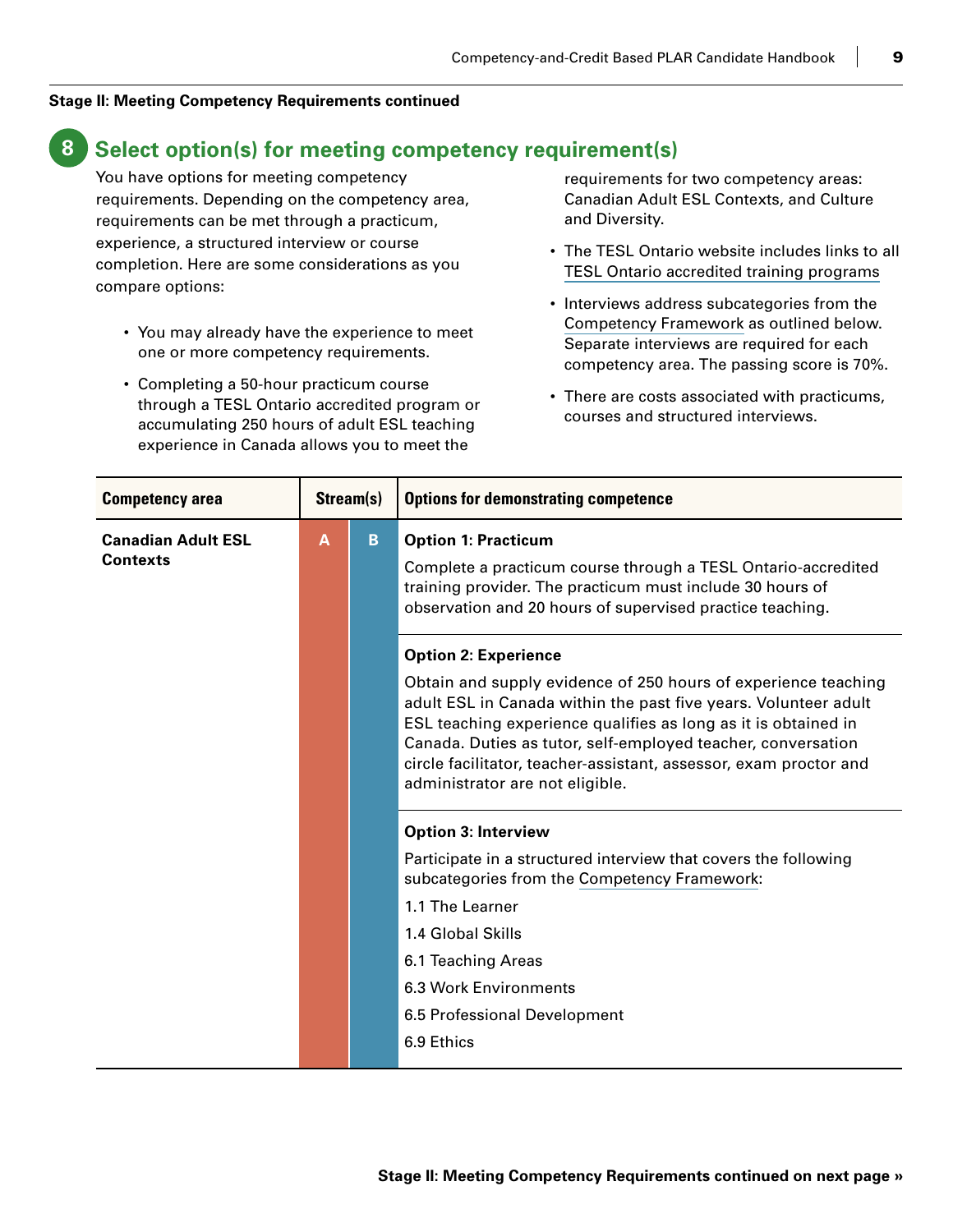**Stage II: Meeting Competency Requirements continued**

## 8 Select option(s) for meeting competency requirement(s)

You have options for meeting competency requirements. Depending on the competency area, requirements can be met through a practicum, experience, a structured interview or course completion. Here are some considerations as you compare options:

- You may already have the experience to meet one or more competency requirements.
- Completing a 50-hour practicum course through a TESL Ontario accredited program or accumulating 250 hours of adult ESL teaching experience in Canada allows you to meet the requirements for two competency areas: Canadian Adult ESL Contexts, and Culture and Diversity.
- The TESL Ontario website includes links to all TESL Ontario accredited training programs
- Interviews address subcategories from the Competency Framework as outlined below. Separate interviews are required for each competency area. The passing score is 70%.
- There are costs associated with practicums, courses and structured interviews.

| Competency area | Stream(s) | | Options for demonstrating competence |
|---|---|---|---|
| **Canadian Adult ESL Contexts** | A | B | **Option 1: Practicum**<br>Complete a practicum course through a TESL Ontario-accredited training provider. The practicum must include 30 hours of observation and 20 hours of supervised practice teaching. |
| | | | **Option 2: Experience**<br>Obtain and supply evidence of 250 hours of experience teaching adult ESL in Canada within the past five years. Volunteer adult ESL teaching experience qualifies as long as it is obtained in Canada. Duties as tutor, self-employed teacher, conversation circle facilitator, teacher-assistant, assessor, exam proctor and administrator are not eligible. |
| | | | **Option 3: Interview**<br>Participate in a structured interview that covers the following subcategories from the Competency Framework:<br>1.1 The Learner<br>1.4 Global Skills<br>6.1 Teaching Areas<br>6.3 Work Environments<br>6.5 Professional Development<br>6.9 Ethics |

**Stage II: Meeting Competency Requirements continued on next page »**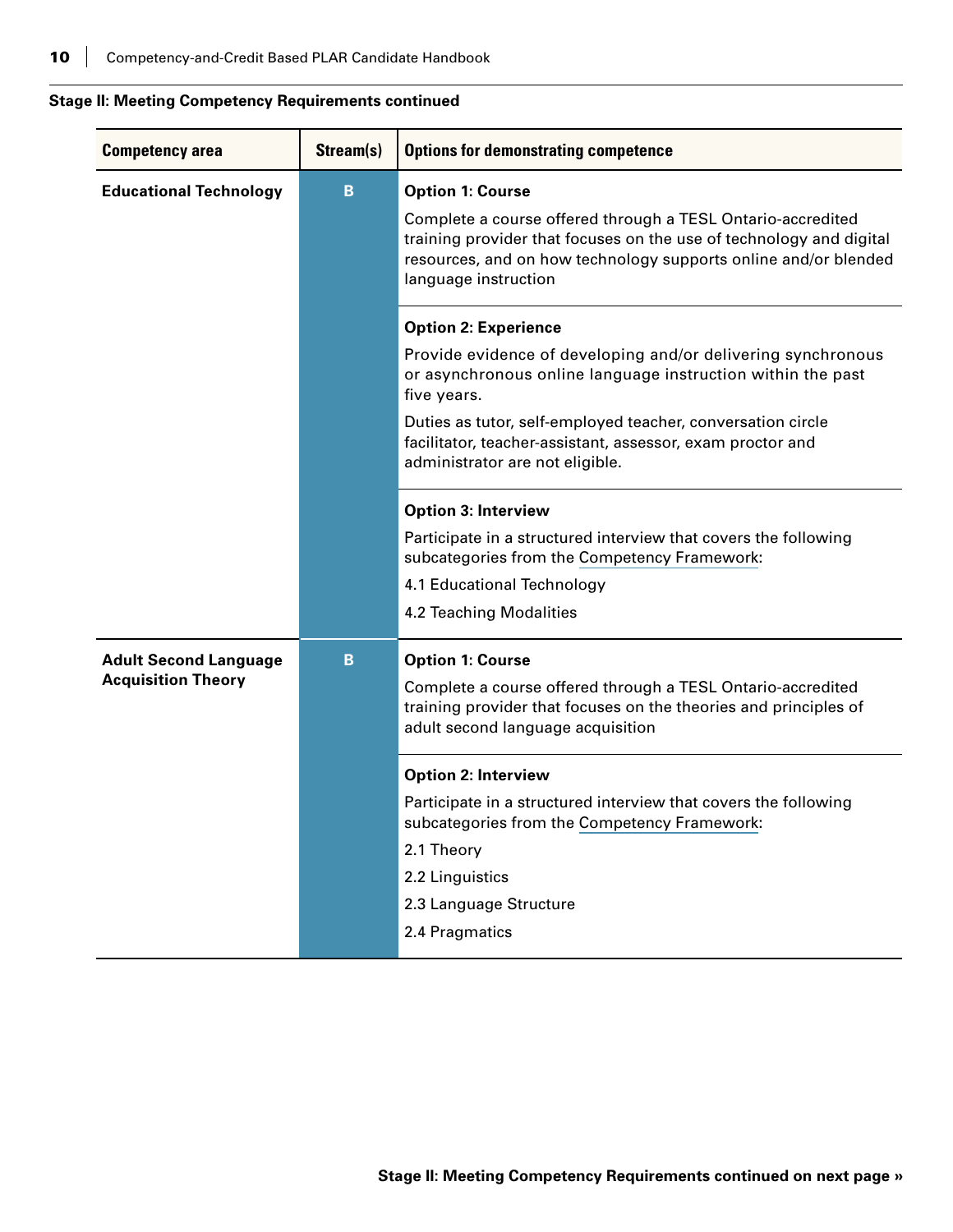**Stage II: Meeting Competency Requirements continued**

| Competency area | Stream(s) | Options for demonstrating competence |
|---|---|---|
| **Educational Technology** | B | **Option 1: Course**<br>Complete a course offered through a TESL Ontario-accredited training provider that focuses on the use of technology and digital resources, and on how technology supports online and/or blended language instruction |
| | | **Option 2: Experience**<br>Provide evidence of developing and/or delivering synchronous or asynchronous online language instruction within the past five years.<br>Duties as tutor, self-employed teacher, conversation circle facilitator, teacher-assistant, assessor, exam proctor and administrator are not eligible. |
| | | **Option 3: Interview**<br>Participate in a structured interview that covers the following subcategories from the Competency Framework:<br>4.1 Educational Technology<br>4.2 Teaching Modalities |
| **Adult Second Language Acquisition Theory** | B | **Option 1: Course**<br>Complete a course offered through a TESL Ontario-accredited training provider that focuses on the theories and principles of adult second language acquisition |
| | | **Option 2: Interview**<br>Participate in a structured interview that covers the following subcategories from the Competency Framework:<br>2.1 Theory<br>2.2 Linguistics<br>2.3 Language Structure<br>2.4 Pragmatics |

**Stage II: Meeting Competency Requirements continued on next page »**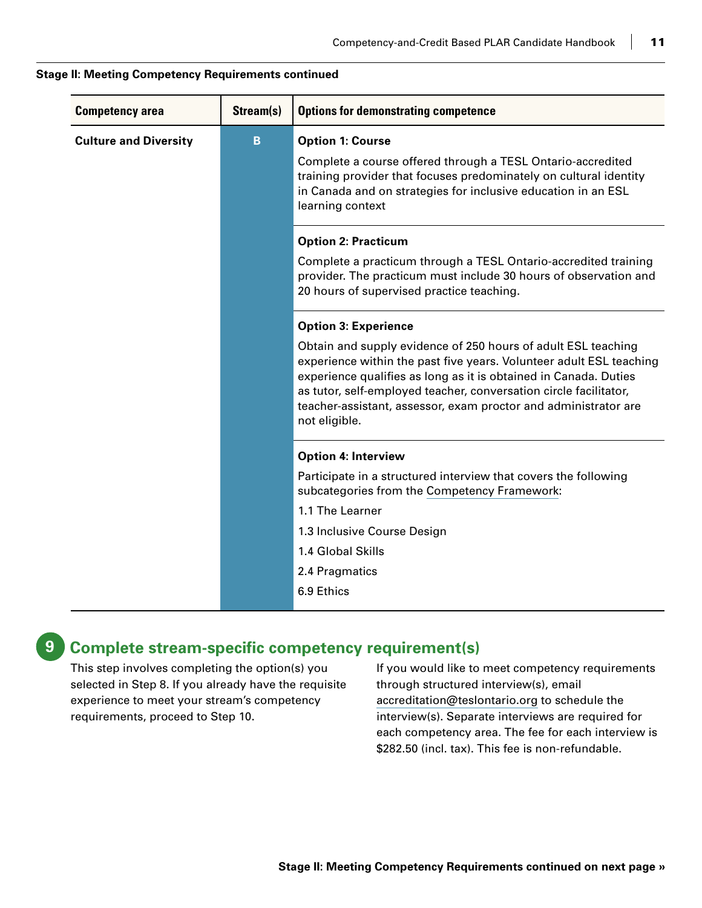**Stage II: Meeting Competency Requirements continued**

| Competency area | Stream(s) | Options for demonstrating competence |
|---|---|---|
| **Culture and Diversity** | B | **Option 1: Course**<br>Complete a course offered through a TESL Ontario-accredited training provider that focuses predominately on cultural identity in Canada and on strategies for inclusive education in an ESL learning context |
| | | **Option 2: Practicum**<br>Complete a practicum through a TESL Ontario-accredited training provider. The practicum must include 30 hours of observation and 20 hours of supervised practice teaching. |
| | | **Option 3: Experience**<br>Obtain and supply evidence of 250 hours of adult ESL teaching experience within the past five years. Volunteer adult ESL teaching experience qualifies as long as it is obtained in Canada. Duties as tutor, self-employed teacher, conversation circle facilitator, teacher-assistant, assessor, exam proctor and administrator are not eligible. |
| | | **Option 4: Interview**<br>Participate in a structured interview that covers the following subcategories from the Competency Framework:<br>1.1 The Learner<br>1.3 Inclusive Course Design<br>1.4 Global Skills<br>2.4 Pragmatics<br>6.9 Ethics |

## 9 Complete stream-specific competency requirement(s)

This step involves completing the option(s) you selected in Step 8. If you already have the requisite experience to meet your stream's competency requirements, proceed to Step 10.

If you would like to meet competency requirements through structured interview(s), email accreditation@teslontario.org to schedule the interview(s). Separate interviews are required for each competency area. The fee for each interview is $282.50 (incl. tax). This fee is non-refundable.

**Stage II: Meeting Competency Requirements continued on next page »**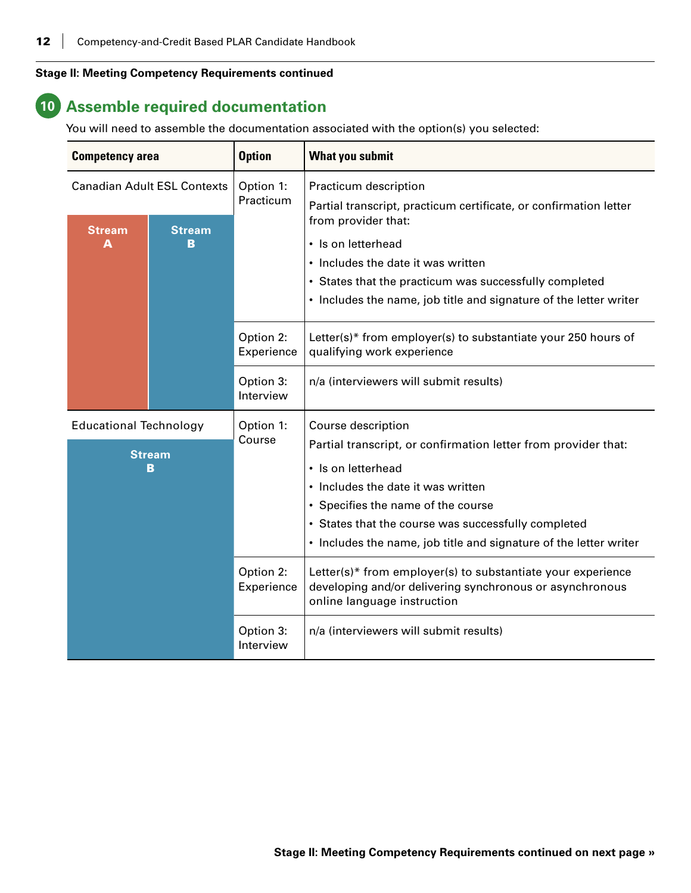**Stage II: Meeting Competency Requirements continued**

## 10 Assemble required documentation

You will need to assemble the documentation associated with the option(s) you selected:

| Competency area | Option | What you submit |
|---|---|---|
| Canadian Adult ESL Contexts (Stream A, Stream B) | Option 1: Practicum | Practicum description<br>Partial transcript, practicum certificate, or confirmation letter from provider that:<br>• Is on letterhead<br>• Includes the date it was written<br>• States that the practicum was successfully completed<br>• Includes the name, job title and signature of the letter writer |
| | Option 2: Experience | Letter(s)* from employer(s) to substantiate your 250 hours of qualifying work experience |
| | Option 3: Interview | n/a (interviewers will submit results) |
| Educational Technology (Stream B) | Option 1: Course | Course description<br>Partial transcript, or confirmation letter from provider that:<br>• Is on letterhead<br>• Includes the date it was written<br>• Specifies the name of the course<br>• States that the course was successfully completed<br>• Includes the name, job title and signature of the letter writer |
| | Option 2: Experience | Letter(s)* from employer(s) to substantiate your experience developing and/or delivering synchronous or asynchronous online language instruction |
| | Option 3: Interview | n/a (interviewers will submit results) |

**Stage II: Meeting Competency Requirements continued on next page »**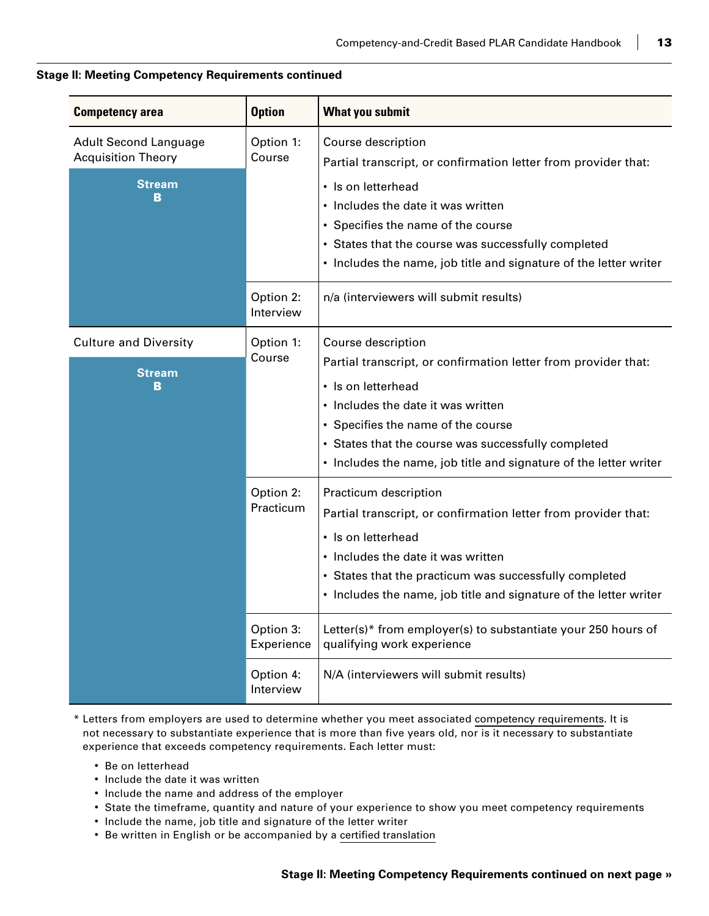**Stage II: Meeting Competency Requirements continued**

| Competency area | Option | What you submit |
| --- | --- | --- |
| Adult Second Language Acquisition Theory<br>**Stream B** | Option 1: Course | Course description<br>Partial transcript, or confirmation letter from provider that:<br>• Is on letterhead<br>• Includes the date it was written<br>• Specifies the name of the course<br>• States that the course was successfully completed<br>• Includes the name, job title and signature of the letter writer |
| | Option 2: Interview | n/a (interviewers will submit results) |
| Culture and Diversity<br>**Stream B** | Option 1: Course | Course description<br>Partial transcript, or confirmation letter from provider that:<br>• Is on letterhead<br>• Includes the date it was written<br>• Specifies the name of the course<br>• States that the course was successfully completed<br>• Includes the name, job title and signature of the letter writer |
| | Option 2: Practicum | Practicum description<br>Partial transcript, or confirmation letter from provider that:<br>• Is on letterhead<br>• Includes the date it was written<br>• States that the practicum was successfully completed<br>• Includes the name, job title and signature of the letter writer |
| | Option 3: Experience | Letter(s)* from employer(s) to substantiate your 250 hours of qualifying work experience |
| | Option 4: Interview | N/A (interviewers will submit results) |

* Letters from employers are used to determine whether you meet associated competency requirements. It is not necessary to substantiate experience that is more than five years old, nor is it necessary to substantiate experience that exceeds competency requirements. Each letter must:

- Be on letterhead
- Include the date it was written
- Include the name and address of the employer
- State the timeframe, quantity and nature of your experience to show you meet competency requirements
- Include the name, job title and signature of the letter writer
- Be written in English or be accompanied by a certified translation

**Stage II: Meeting Competency Requirements continued on next page »**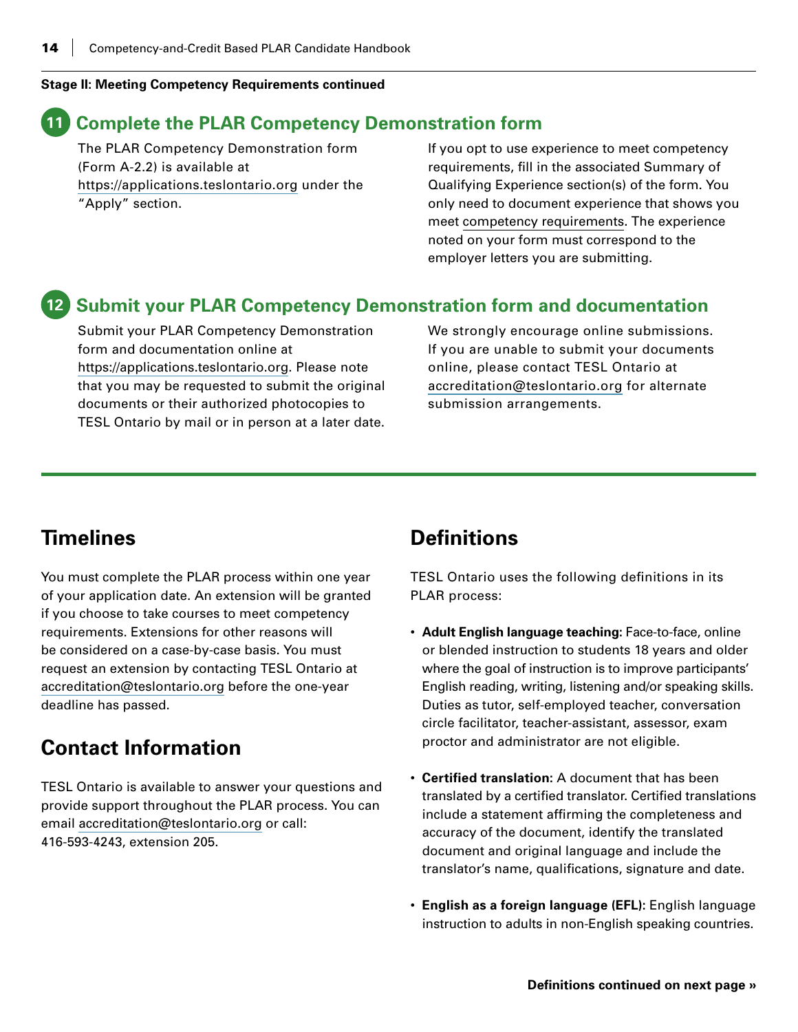**Stage II: Meeting Competency Requirements continued**

## 11 Complete the PLAR Competency Demonstration form

The PLAR Competency Demonstration form (Form A-2.2) is available at https://applications.teslontario.org under the "Apply" section.

If you opt to use experience to meet competency requirements, fill in the associated Summary of Qualifying Experience section(s) of the form. You only need to document experience that shows you meet competency requirements. The experience noted on your form must correspond to the employer letters you are submitting.

## 12 Submit your PLAR Competency Demonstration form and documentation

Submit your PLAR Competency Demonstration form and documentation online at https://applications.teslontario.org. Please note that you may be requested to submit the original documents or their authorized photocopies to TESL Ontario by mail or in person at a later date.

We strongly encourage online submissions. If you are unable to submit your documents online, please contact TESL Ontario at accreditation@teslontario.org for alternate submission arrangements.

# Timelines

You must complete the PLAR process within one year of your application date. An extension will be granted if you choose to take courses to meet competency requirements. Extensions for other reasons will be considered on a case-by-case basis. You must request an extension by contacting TESL Ontario at accreditation@teslontario.org before the one-year deadline has passed.

# Contact Information

TESL Ontario is available to answer your questions and provide support throughout the PLAR process. You can email accreditation@teslontario.org or call: 416-593-4243, extension 205.

# Definitions

TESL Ontario uses the following definitions in its PLAR process:

- **Adult English language teaching:** Face-to-face, online or blended instruction to students 18 years and older where the goal of instruction is to improve participants' English reading, writing, listening and/or speaking skills. Duties as tutor, self-employed teacher, conversation circle facilitator, teacher-assistant, assessor, exam proctor and administrator are not eligible.

- **Certified translation:** A document that has been translated by a certified translator. Certified translations include a statement affirming the completeness and accuracy of the document, identify the translated document and original language and include the translator's name, qualifications, signature and date.

- **English as a foreign language (EFL):** English language instruction to adults in non-English speaking countries.

**Definitions continued on next page »**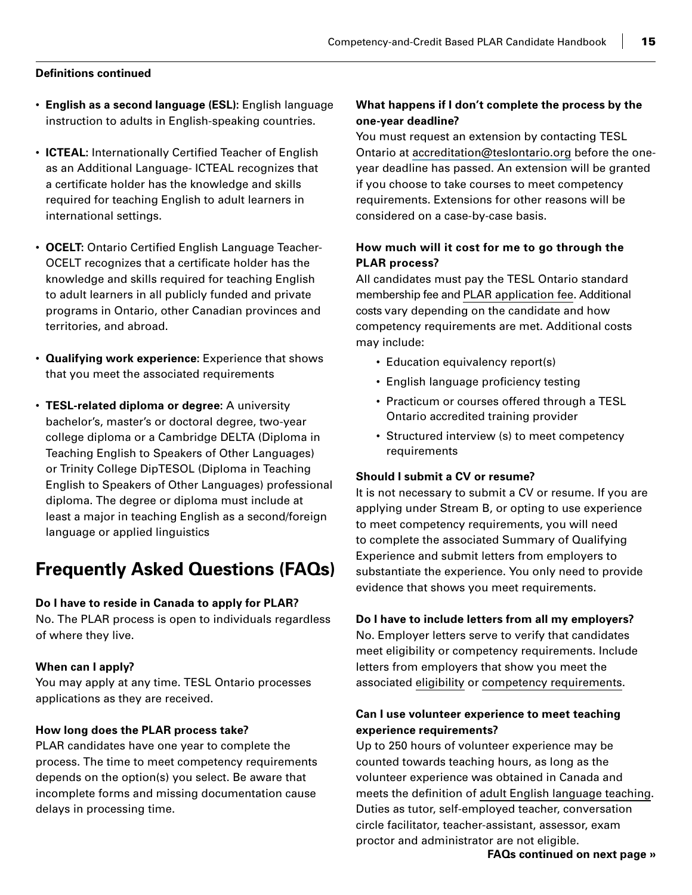**Definitions continued**

- **English as a second language (ESL)**: English language instruction to adults in English-speaking countries.
- **ICTEAL**: Internationally Certified Teacher of English as an Additional Language- ICTEAL recognizes that a certificate holder has the knowledge and skills required for teaching English to adult learners in international settings.
- **OCELT**: Ontario Certified English Language Teacher- OCELT recognizes that a certificate holder has the knowledge and skills required for teaching English to adult learners in all publicly funded and private programs in Ontario, other Canadian provinces and territories, and abroad.
- **Qualifying work experience**: Experience that shows that you meet the associated requirements
- **TESL-related diploma or degree**: A university bachelor's, master's or doctoral degree, two-year college diploma or a Cambridge DELTA (Diploma in Teaching English to Speakers of Other Languages) or Trinity College DipTESOL (Diploma in Teaching English to Speakers of Other Languages) professional diploma. The degree or diploma must include at least a major in teaching English as a second/foreign language or applied linguistics

## Frequently Asked Questions (FAQs)

**Do I have to reside in Canada to apply for PLAR?**
No. The PLAR process is open to individuals regardless of where they live.

**When can I apply?**
You may apply at any time. TESL Ontario processes applications as they are received.

**How long does the PLAR process take?**
PLAR candidates have one year to complete the process. The time to meet competency requirements depends on the option(s) you select. Be aware that incomplete forms and missing documentation cause delays in processing time.

**What happens if I don't complete the process by the one-year deadline?**
You must request an extension by contacting TESL Ontario at accreditation@teslontario.org before the one-year deadline has passed. An extension will be granted if you choose to take courses to meet competency requirements. Extensions for other reasons will be considered on a case-by-case basis.

**How much will it cost for me to go through the PLAR process?**
All candidates must pay the TESL Ontario standard membership fee and PLAR application fee. Additional costs vary depending on the candidate and how competency requirements are met. Additional costs may include:

- Education equivalency report(s)
- English language proficiency testing
- Practicum or courses offered through a TESL Ontario accredited training provider
- Structured interview (s) to meet competency requirements

**Should I submit a CV or resume?**
It is not necessary to submit a CV or resume. If you are applying under Stream B, or opting to use experience to meet competency requirements, you will need to complete the associated Summary of Qualifying Experience and submit letters from employers to substantiate the experience. You only need to provide evidence that shows you meet requirements.

**Do I have to include letters from all my employers?**
No. Employer letters serve to verify that candidates meet eligibility or competency requirements. Include letters from employers that show you meet the associated eligibility or competency requirements.

**Can I use volunteer experience to meet teaching experience requirements?**
Up to 250 hours of volunteer experience may be counted towards teaching hours, as long as the volunteer experience was obtained in Canada and meets the definition of adult English language teaching. Duties as tutor, self-employed teacher, conversation circle facilitator, teacher-assistant, assessor, exam proctor and administrator are not eligible.

**FAQs continued on next page »**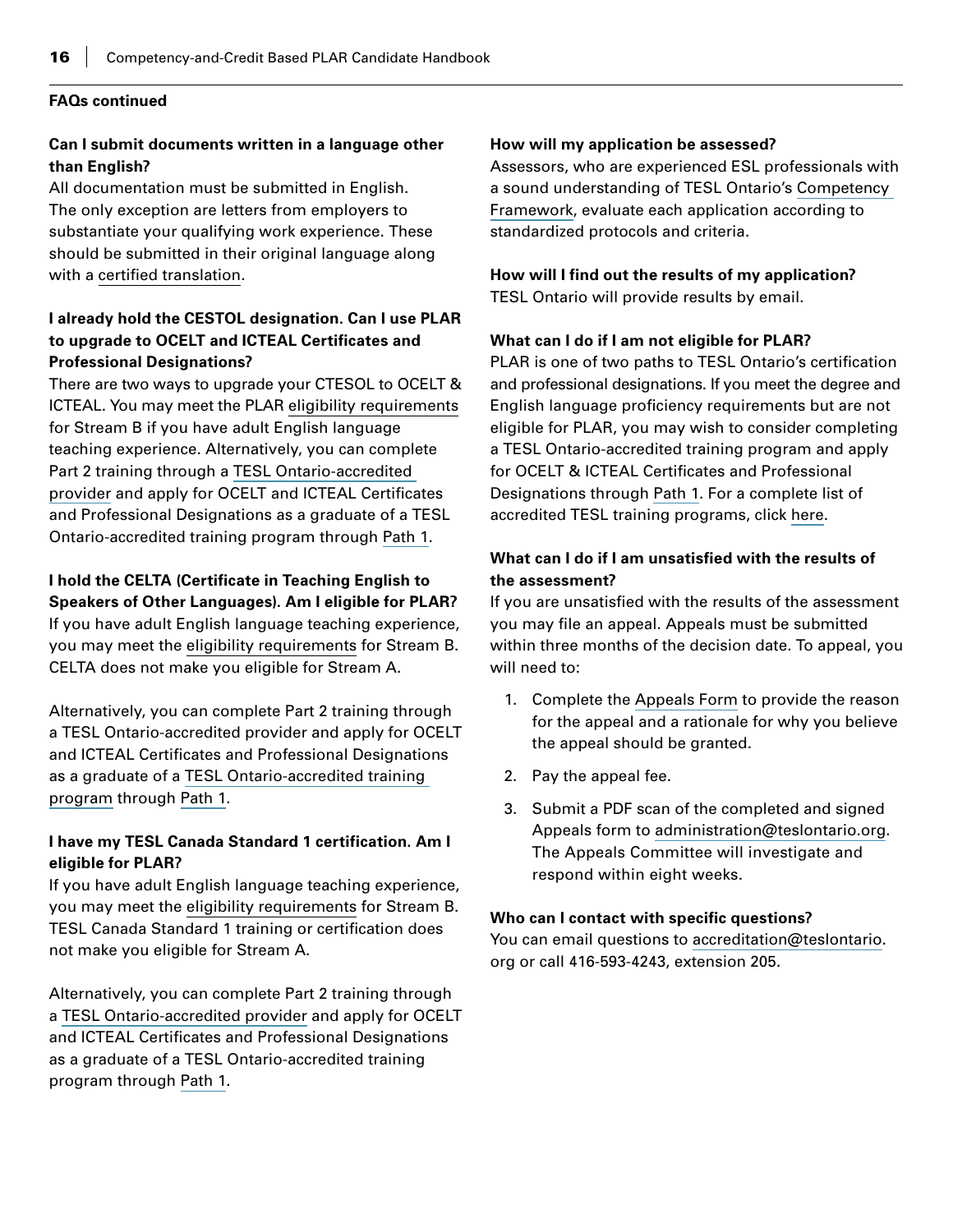**FAQs continued**

**Can I submit documents written in a language other than English?**

All documentation must be submitted in English. The only exception are letters from employers to substantiate your qualifying work experience. These should be submitted in their original language along with a certified translation.

**I already hold the CESTOL designation. Can I use PLAR to upgrade to OCELT and ICTEAL Certificates and Professional Designations?**

There are two ways to upgrade your CTESOL to OCELT & ICTEAL. You may meet the PLAR eligibility requirements for Stream B if you have adult English language teaching experience. Alternatively, you can complete Part 2 training through a TESL Ontario-accredited provider and apply for OCELT and ICTEAL Certificates and Professional Designations as a graduate of a TESL Ontario-accredited training program through Path 1.

**I hold the CELTA (Certificate in Teaching English to Speakers of Other Languages). Am I eligible for PLAR?**

If you have adult English language teaching experience, you may meet the eligibility requirements for Stream B. CELTA does not make you eligible for Stream A.

Alternatively, you can complete Part 2 training through a TESL Ontario-accredited provider and apply for OCELT and ICTEAL Certificates and Professional Designations as a graduate of a TESL Ontario-accredited training program through Path 1.

**I have my TESL Canada Standard 1 certification. Am I eligible for PLAR?**

If you have adult English language teaching experience, you may meet the eligibility requirements for Stream B. TESL Canada Standard 1 training or certification does not make you eligible for Stream A.

Alternatively, you can complete Part 2 training through a TESL Ontario-accredited provider and apply for OCELT and ICTEAL Certificates and Professional Designations as a graduate of a TESL Ontario-accredited training program through Path 1.

**How will my application be assessed?**

Assessors, who are experienced ESL professionals with a sound understanding of TESL Ontario's Competency Framework, evaluate each application according to standardized protocols and criteria.

**How will I find out the results of my application?**

TESL Ontario will provide results by email.

**What can I do if I am not eligible for PLAR?**

PLAR is one of two paths to TESL Ontario's certification and professional designations. If you meet the degree and English language proficiency requirements but are not eligible for PLAR, you may wish to consider completing a TESL Ontario-accredited training program and apply for OCELT & ICTEAL Certificates and Professional Designations through Path 1. For a complete list of accredited TESL training programs, click here.

**What can I do if I am unsatisfied with the results of the assessment?**

If you are unsatisfied with the results of the assessment you may file an appeal. Appeals must be submitted within three months of the decision date. To appeal, you will need to:

1. Complete the Appeals Form to provide the reason for the appeal and a rationale for why you believe the appeal should be granted.
2. Pay the appeal fee.
3. Submit a PDF scan of the completed and signed Appeals form to administration@teslontario.org. The Appeals Committee will investigate and respond within eight weeks.

**Who can I contact with specific questions?**

You can email questions to accreditation@teslontario.org or call 416-593-4243, extension 205.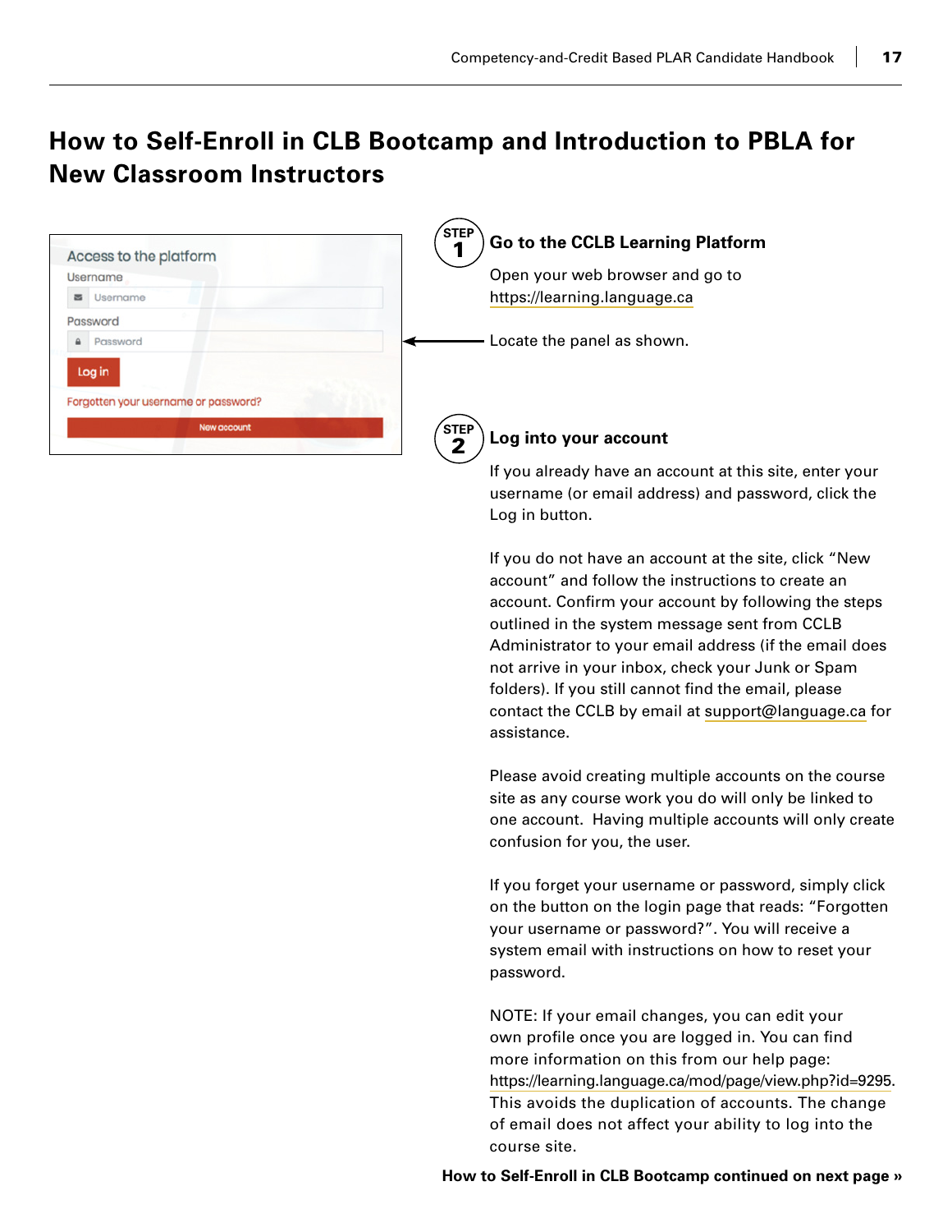# How to Self-Enroll in CLB Bootcamp and Introduction to PBLA for New Classroom Instructors

Access to the platform

Username

Username

Password

Password

Log in

Forgotten your username or password?

New account

## STEP 1 Go to the CCLB Learning Platform

Open your web browser and go to https://learning.language.ca

Locate the panel as shown.

## STEP 2 Log into your account

If you already have an account at this site, enter your username (or email address) and password, click the Log in button.

If you do not have an account at the site, click "New account" and follow the instructions to create an account. Confirm your account by following the steps outlined in the system message sent from CCLB Administrator to your email address (if the email does not arrive in your inbox, check your Junk or Spam folders). If you still cannot find the email, please contact the CCLB by email at support@language.ca for assistance.

Please avoid creating multiple accounts on the course site as any course work you do will only be linked to one account. Having multiple accounts will only create confusion for you, the user.

If you forget your username or password, simply click on the button on the login page that reads: "Forgotten your username or password?". You will receive a system email with instructions on how to reset your password.

NOTE: If your email changes, you can edit your own profile once you are logged in. You can find more information on this from our help page: https://learning.language.ca/mod/page/view.php?id=9295. This avoids the duplication of accounts. The change of email does not affect your ability to log into the course site.

**How to Self-Enroll in CLB Bootcamp continued on next page »**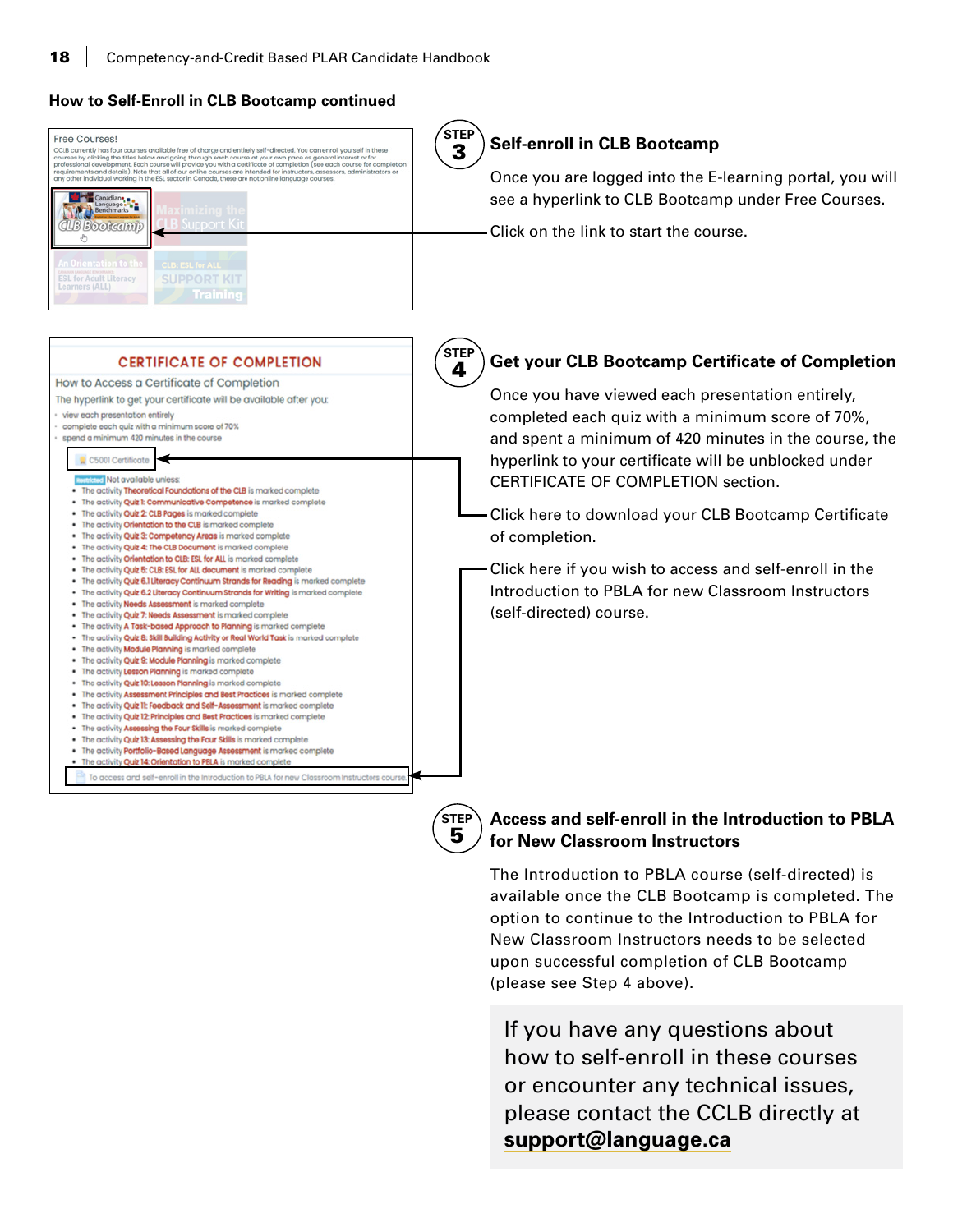## How to Self-Enroll in CLB Bootcamp continued

### STEP 3 Self-enroll in CLB Bootcamp

Once you are logged into the E-learning portal, you will see a hyperlink to CLB Bootcamp under Free Courses.

Click on the link to start the course.

### STEP 4 Get your CLB Bootcamp Certificate of Completion

Once you have viewed each presentation entirely, completed each quiz with a minimum score of 70%, and spent a minimum of 420 minutes in the course, the hyperlink to your certificate will be unblocked under CERTIFICATE OF COMPLETION section.

Click here to download your CLB Bootcamp Certificate of completion.

Click here if you wish to access and self-enroll in the Introduction to PBLA for new Classroom Instructors (self-directed) course.

### STEP 5 Access and self-enroll in the Introduction to PBLA for New Classroom Instructors

The Introduction to PBLA course (self-directed) is available once the CLB Bootcamp is completed. The option to continue to the Introduction to PBLA for New Classroom Instructors needs to be selected upon successful completion of CLB Bootcamp (please see Step 4 above).

If you have any questions about how to self-enroll in these courses or encounter any technical issues, please contact the CCLB directly at **support@language.ca**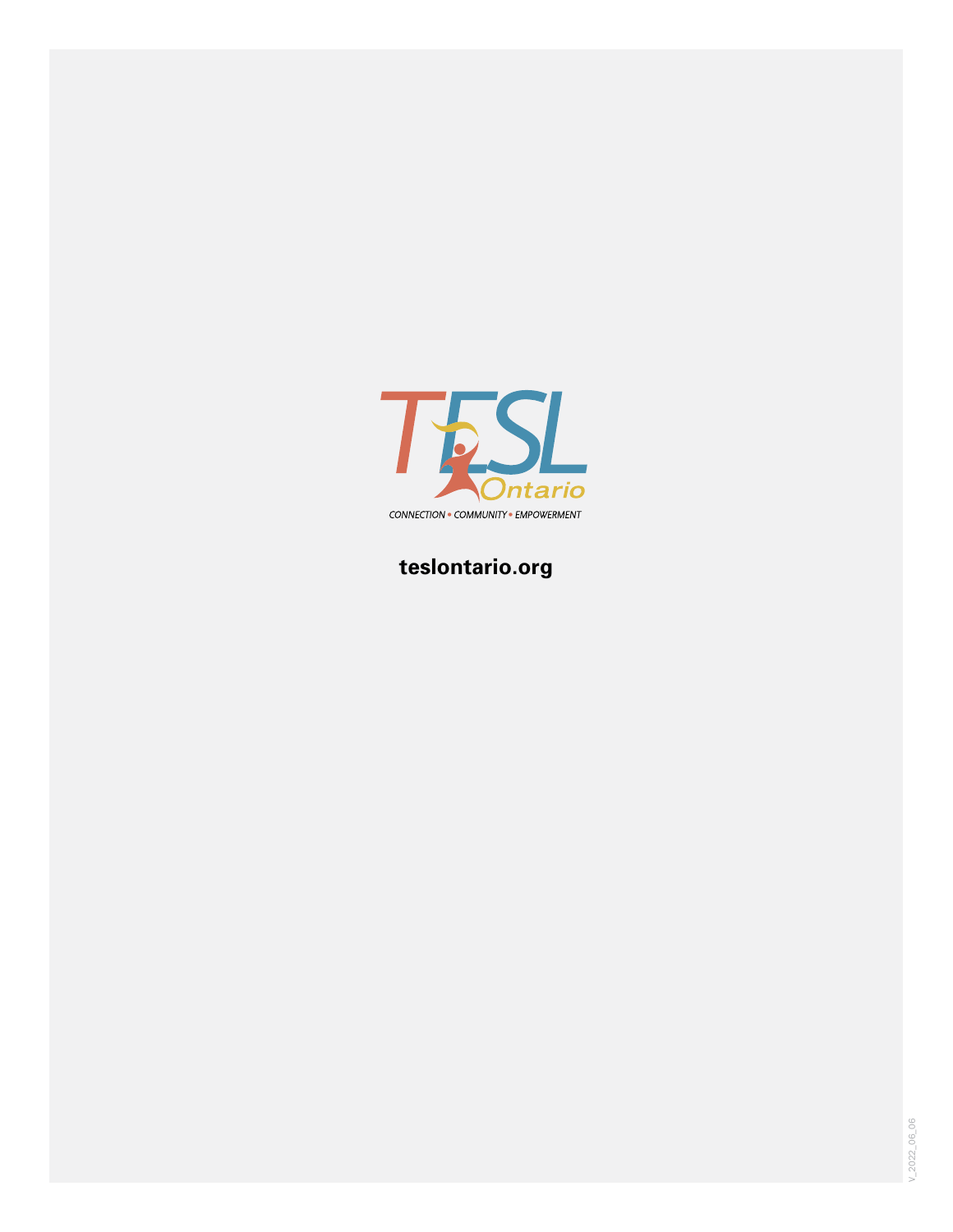TESL Ontario

CONNECTION • COMMUNITY • EMPOWERMENT

**teslontario.org**

V_2022_06_06